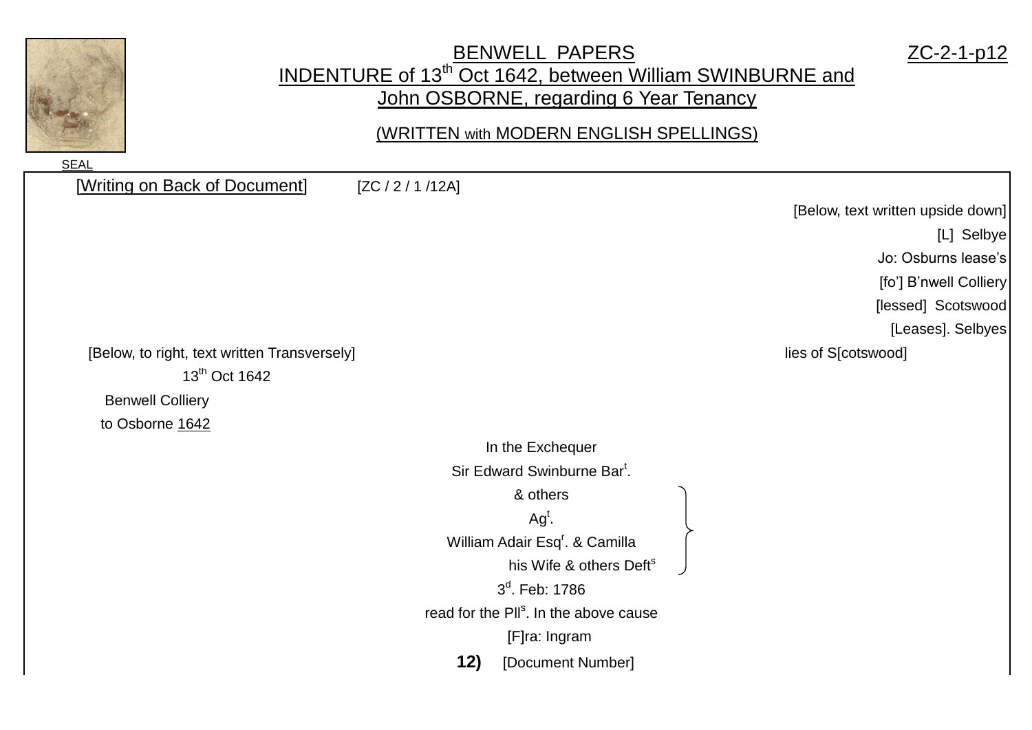# BENWELL PAPERS

ZC-2-1-p12

## INDENTURE of 13th Oct 1642, between William SWINBURNE and John OSBORNE, regarding 6 Year Tenancy

(WRITTEN with MODERN ENGLISH SPELLINGS)

SEAL

[Writing on Back of Document] [ZC / 2 / 1 /12A]

[Below, text written upside down]

[L] Selbye

Jo: Osburns lease's

[fo'] B'nwell Colliery

[lessed] Scotswood

[Leases]. Selbyes

lies of S[cotswood]

[Below, to right, text written Transversely]

13th Oct 1642

Benwell Colliery

to Osborne 1642

In the Exchequer

Sir Edward Swinburne Bart.

& others

Agt.

William Adair Esqr. & Camilla

his Wife & others Defts

3d. Feb: 1786

read for the Plls. In the above cause

[F]ra: Ingram

**12)** [Document Number]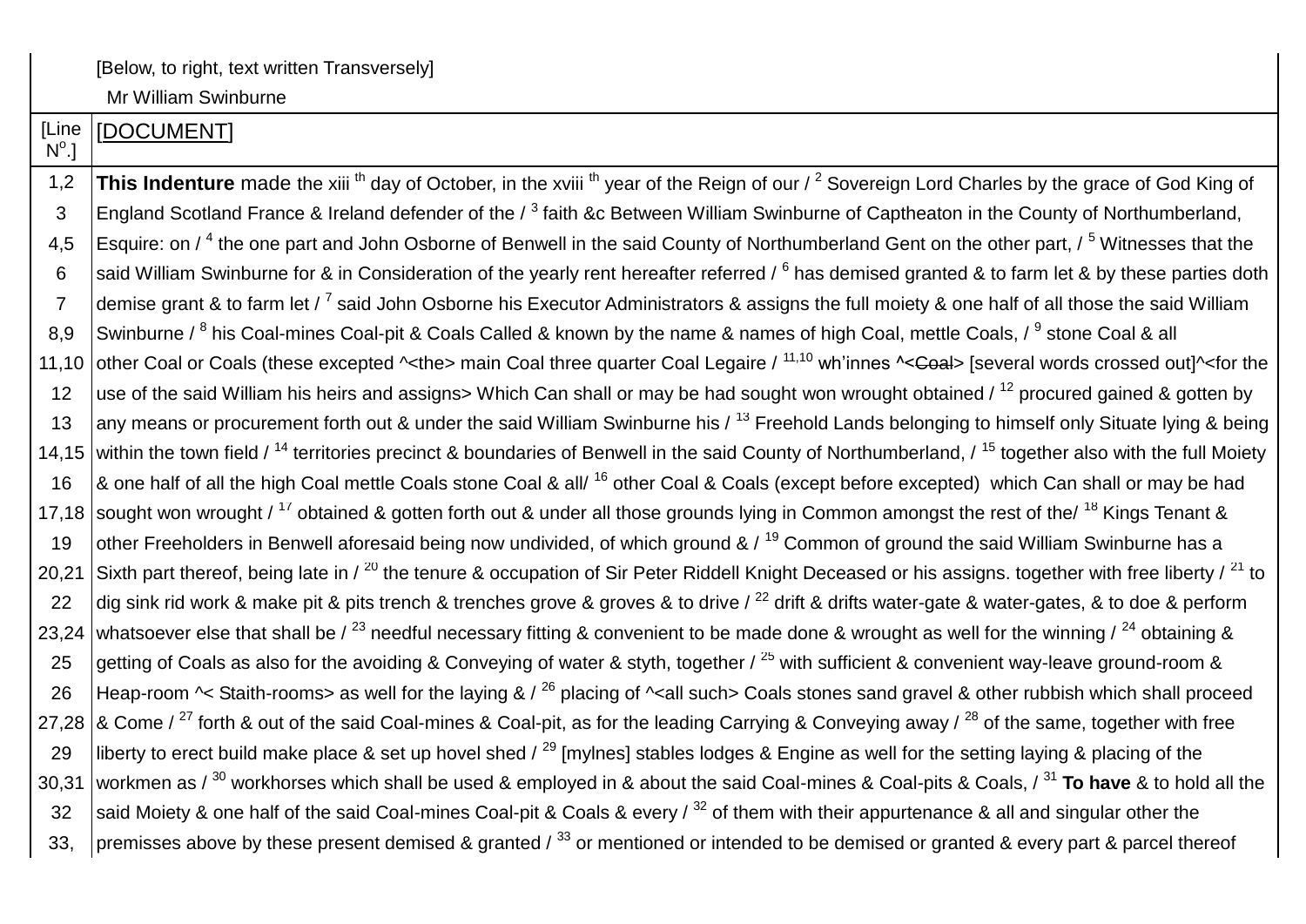| | [Below, to right, text written Transversely] |
|---|---|
| | Mr William Swinburne |
| [Line N^o^.] | [DOCUMENT] |
| 1,2 | **This Indenture** made the xiii th day of October, in the xviii th year of the Reign of our / 2 Sovereign Lord Charles by the grace of God King of |
| 3 | England Scotland France & Ireland defender of the / 3 faith &c Between William Swinburne of Captheaton in the County of Northumberland, |
| 4,5 | Esquire: on / 4 the one part and John Osborne of Benwell in the said County of Northumberland Gent on the other part, / 5 Witnesses that the |
| 6 | said William Swinburne for & in Consideration of the yearly rent hereafter referred / 6 has demised granted & to farm let & by these parties doth |
| 7 | demise grant & to farm let / 7 said John Osborne his Executor Administrators & assigns the full moiety & one half of all those the said William |
| 8,9 | Swinburne / 8 his Coal-mines Coal-pit & Coals Called & known by the name & names of high Coal, mettle Coals, / 9 stone Coal & all |
| 11,10 | other Coal or Coals (these excepted ^<the> main Coal three quarter Coal Legaire / 11,10 wh'innes ^<~~Coal~~> [several words crossed out]^<for the |
| 12 | use of the said William his heirs and assigns> Which Can shall or may be had sought won wrought obtained / 12 procured gained & gotten by |
| 13 | any means or procurement forth out & under the said William Swinburne his / 13 Freehold Lands belonging to himself only Situate lying & being |
| 14,15 | within the town field / 14 territories precinct & boundaries of Benwell in the said County of Northumberland, / 15 together also with the full Moiety |
| 16 | & one half of all the high Coal mettle Coals stone Coal & all/ 16 other Coal & Coals (except before excepted) which Can shall or may be had |
| 17,18 | sought won wrought / 17 obtained & gotten forth out & under all those grounds lying in Common amongst the rest of the/ 18 Kings Tenant & |
| 19 | other Freeholders in Benwell aforesaid being now undivided, of which ground & / 19 Common of ground the said William Swinburne has a |
| 20,21 | Sixth part thereof, being late in / 20 the tenure & occupation of Sir Peter Riddell Knight Deceased or his assigns. together with free liberty / 21 to |
| 22 | dig sink rid work & make pit & pits trench & trenches grove & groves & to drive / 22 drift & drifts water-gate & water-gates, & to doe & perform |
| 23,24 | whatsoever else that shall be / 23 needful necessary fitting & convenient to be made done & wrought as well for the winning / 24 obtaining & |
| 25 | getting of Coals as also for the avoiding & Conveying of water & styth, together / 25 with sufficient & convenient way-leave ground-room & |
| 26 | Heap-room ^< Staith-rooms> as well for the laying & / 26 placing of ^<all such> Coals stones sand gravel & other rubbish which shall proceed |
| 27,28 | & Come / 27 forth & out of the said Coal-mines & Coal-pit, as for the leading Carrying & Conveying away / 28 of the same, together with free |
| 29 | liberty to erect build make place & set up hovel shed / 29 [mylnes] stables lodges & Engine as well for the setting laying & placing of the |
| 30,31 | workmen as / 30 workhorses which shall be used & employed in & about the said Coal-mines & Coal-pits & Coals, / 31 **To have** & to hold all the |
| 32 | said Moiety & one half of the said Coal-mines Coal-pit & Coals & every / 32 of them with their appurtenance & all and singular other the |
| 33, | premisses above by these present demised & granted / 33 or mentioned or intended to be demised or granted & every part & parcel thereof |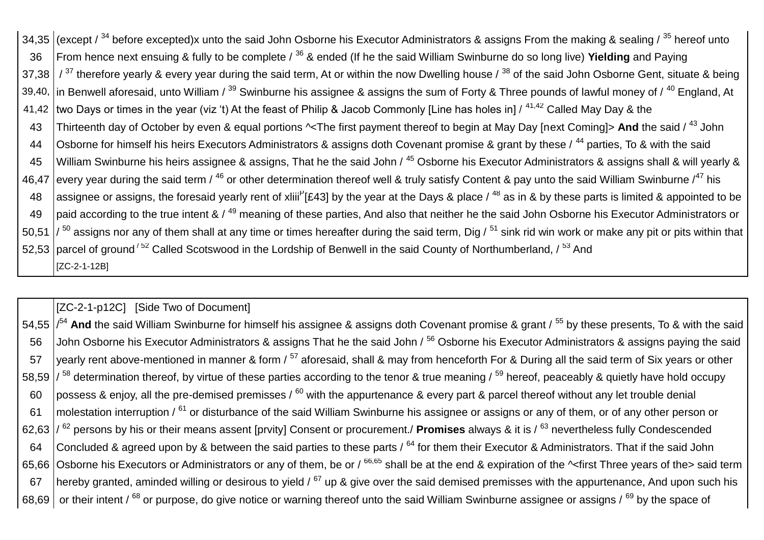| | |
|---|---|
| 34,35 | (except / [34] before excepted)x unto the said John Osborne his Executor Administrators & assigns From the making & sealing / [35] hereof unto |
| 36 | From hence next ensuing & fully to be complete / [36] & ended (If he the said William Swinburne do so long live) **Yielding** and Paying |
| 37,38 | / [37] therefore yearly & every year during the said term, At or within the now Dwelling house / [38] of the said John Osborne Gent, situate & being |
| 39,40, | in Benwell aforesaid, unto William / [39] Swinburne his assignee & assigns the sum of Forty & Three pounds of lawful money of / [40] England, At |
| 41,42 | two Days or times in the year (viz 't) At the feast of Philip & Jacob Commonly [Line has holes in] / [41,42] Called May Day & the |
| 43 | Thirteenth day of October by even & equal portions ^<The first payment thereof to begin at May Day [next Coming]> **And** the said / [43] John |
| 44 | Osborne for himself his heirs Executors Administrators & assigns doth Covenant promise & grant by these / [44] parties, To & with the said |
| 45 | William Swinburne his heirs assignee & assigns, That he the said John / [45] Osborne his Executor Administrators & assigns shall & will yearly & |
| 46,47 | every year during the said term / [46] or other determination thereof well & truly satisfy Content & pay unto the said William Swinburne /[47] his |
| 48 | assignee or assigns, the foresaid yearly rent of xliii[P][£43] by the year at the Days & place / [48] as in & by these parts is limited & appointed to be |
| 49 | paid according to the true intent & / [49] meaning of these parties, And also that neither he the said John Osborne his Executor Administrators or |
| 50,51 | / [50] assigns nor any of them shall at any time or times hereafter during the said term, Dig / [51] sink rid win work or make any pit or pits within that |
| 52,53 | parcel of ground / [52] Called Scotswood in the Lordship of Benwell in the said County of Northumberland, / [53] And |
| | [ZC-2-1-12B] |

| | |
|---|---|
| | [ZC-2-1-p12C] [Side Two of Document] |
| 54,55 | /[54] **And** the said William Swinburne for himself his assignee & assigns doth Covenant promise & grant / [55] by these presents, To & with the said |
| 56 | John Osborne his Executor Administrators & assigns That he the said John / [56] Osborne his Executor Administrators & assigns paying the said |
| 57 | yearly rent above-mentioned in manner & form / [57] aforesaid, shall & may from henceforth For & During all the said term of Six years or other |
| 58,59 | / [58] determination thereof, by virtue of these parties according to the tenor & true meaning / [59] hereof, peaceably & quietly have hold occupy |
| 60 | possess & enjoy, all the pre-demised premisses / [60] with the appurtenance & every part & parcel thereof without any let trouble denial |
| 61 | molestation interruption / [61] or disturbance of the said William Swinburne his assignee or assigns or any of them, or of any other person or |
| 62,63 | / [62] persons by his or their means assent [prvity] Consent or procurement./ **Promises** always & it is / [63] nevertheless fully Condescended |
| 64 | Concluded & agreed upon by & between the said parties to these parts / [64] for them their Executor & Administrators. That if the said John |
| 65,66 | Osborne his Executors or Administrators or any of them, be or / [66,65] shall be at the end & expiration of the ^<first Three years of the> said term |
| 67 | hereby granted, aminded willing or desirous to yield / [67] up & give over the said demised premisses with the appurtenance, And upon such his |
| 68,69 | or their intent / [68] or purpose, do give notice or warning thereof unto the said William Swinburne assignee or assigns / [69] by the space of |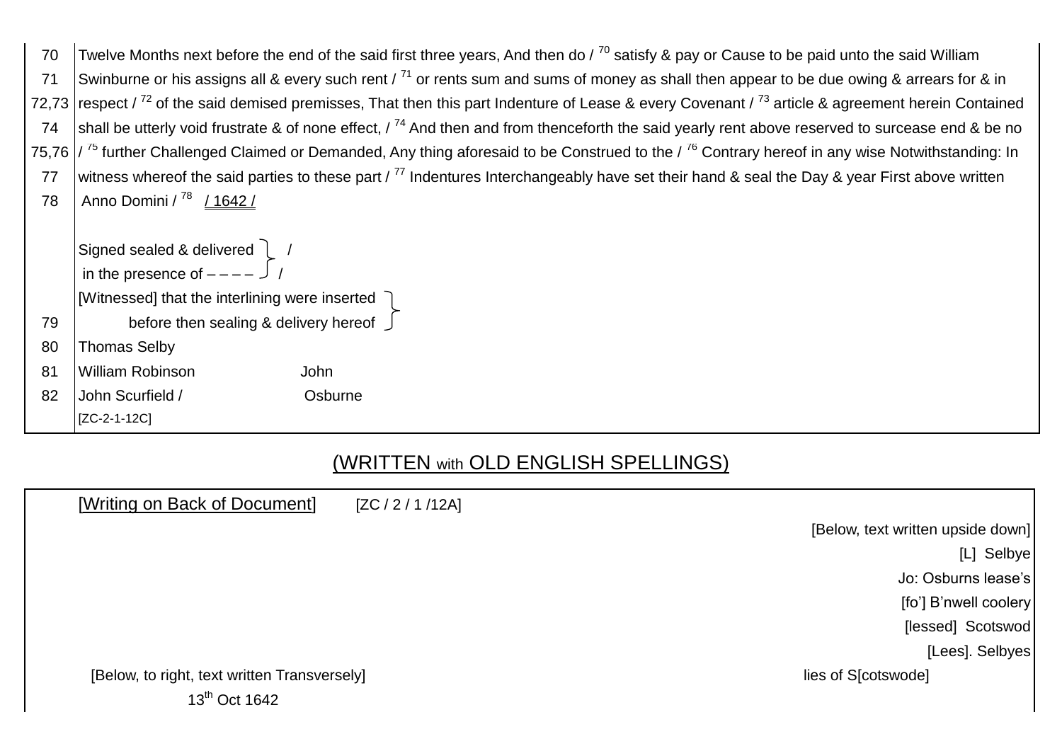| | |
|---|---|
| 70 | Twelve Months next before the end of the said first three years, And then do / [70] satisfy & pay or Cause to be paid unto the said William |
| 71 | Swinburne or his assigns all & every such rent / [71] or rents sum and sums of money as shall then appear to be due owing & arrears for & in |
| 72,73 | respect / [72] of the said demised premisses, That then this part Indenture of Lease & every Covenant / [73] article & agreement herein Contained |
| 74 | shall be utterly void frustrate & of none effect, / [74] And then and from thenceforth the said yearly rent above reserved to surcease end & be no |
| 75,76 | / [75] further Challenged Claimed or Demanded, Any thing aforesaid to be Construed to the / [76] Contrary hereof in any wise Notwithstanding: In |
| 77 | witness whereof the said parties to these part / [77] Indentures Interchangeably have set their hand & seal the Day & year First above written |
| 78 | Anno Domini / [78] / 1642 / |
| | Signed sealed & delivered } / |
| | in the presence of – – – – } / |
| | [Witnessed] that the interlining were inserted } |
| 79 | before then sealing & delivery hereof } |
| 80 | Thomas Selby |
| 81 | William Robinson          John |
| 82 | John Scurfield /          Osburne |
| | [ZC-2-1-12C] |

## (WRITTEN with OLD ENGLISH SPELLINGS)

[Writing on Back of Document]    [ZC / 2 / 1 /12A]

[Below, text written upside down]

[L] Selbye
Jo: Osburns lease's
[fo'] B'nwell coolery
[lessed] Scotswod
[Lees]. Selbyes
lies of S[cotswode]

[Below, to right, text written Transversely]

13th Oct 1642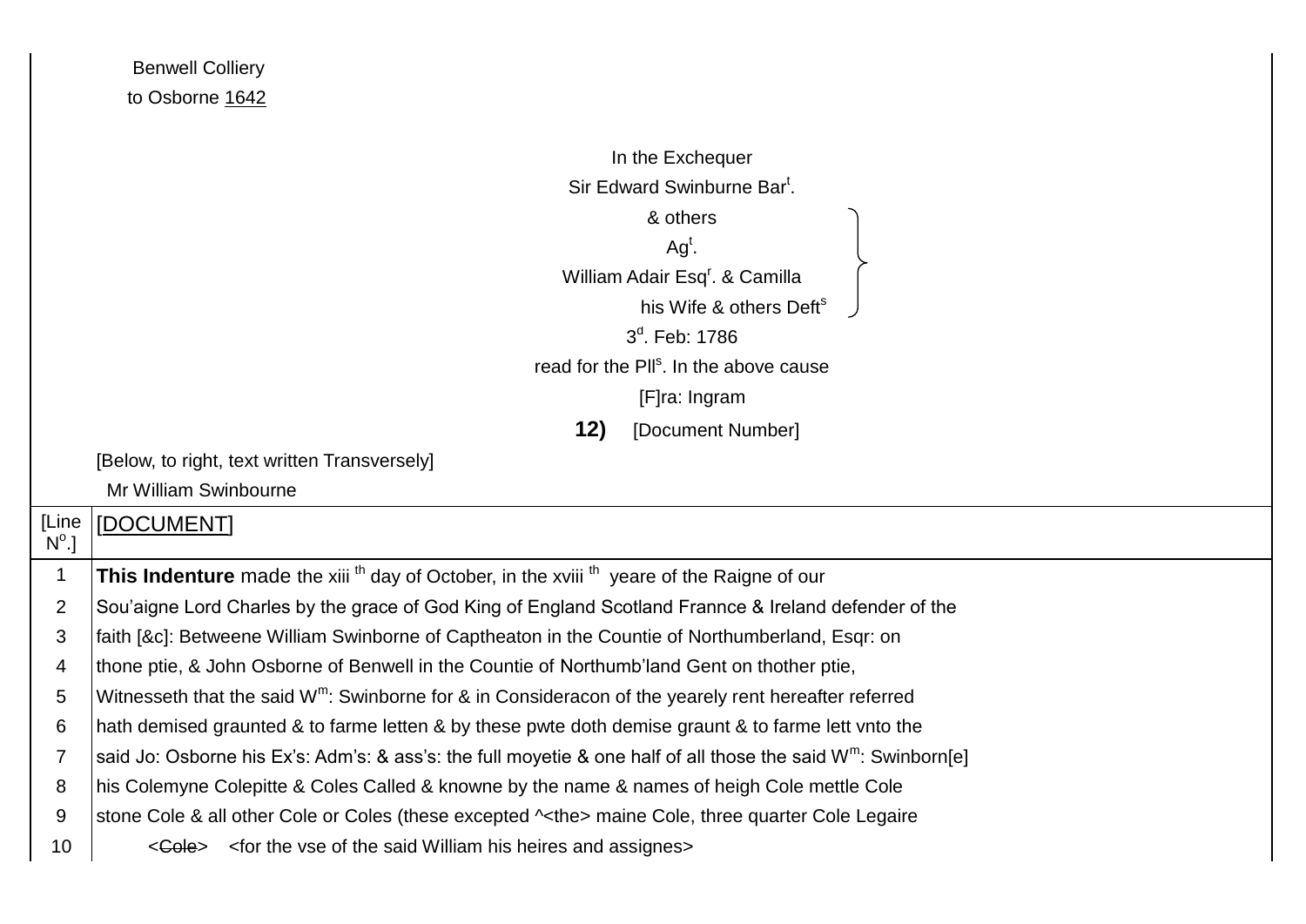Benwell Colliery
to Osborne 1642

In the Exchequer
Sir Edward Swinburne Bar[t].
& others
Ag[t].
William Adair Esq[r]. & Camilla
his Wife & others Deft[s]
3[d]. Feb: 1786
read for the Pll[s]. In the above cause
[F]ra: Ingram

**12)** [Document Number]

[Below, to right, text written Transversely]
Mr William Swinbourne

| [Line N[o].] | [DOCUMENT] |
|---|---|
| 1 | **This Indenture** made the xiii [th] day of October, in the xviii [th] yeare of the Raigne of our |
| 2 | Sou'aigne Lord Charles by the grace of God King of England Scotland Frannce & Ireland defender of the |
| 3 | faith [&c]: Betweene William Swinborne of Captheaton in the Countie of Northumberland, Esqr: on |
| 4 | thone ptie, & John Osborne of Benwell in the Countie of Northumb'land Gent on thother ptie, |
| 5 | Witnesseth that the said W[m]: Swinborne for & in Consideracon of the yearely rent hereafter referred |
| 6 | hath demised graunted & to farme letten & by these pwte doth demise graunt & to farme lett vnto the |
| 7 | said Jo: Osborne his Ex's: Adm's: & ass's: the full moyetie & one half of all those the said W[m]: Swinborn[e] |
| 8 | his Colemyne Colepitte & Coles Called & knowne by the name & names of heigh Cole mettle Cole |
| 9 | stone Cole & all other Cole or Coles (these excepted ^<the> maine Cole, three quarter Cole Legaire |
| 10 | <~~Cole~~> <for the vse of the said William his heires and assignes> |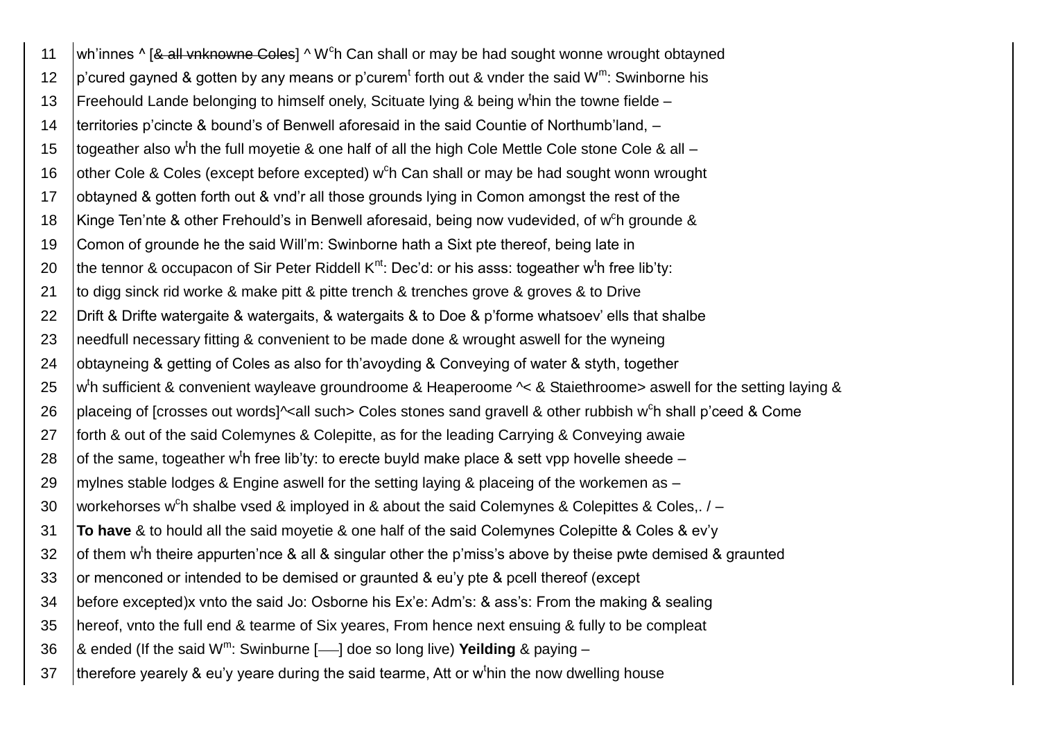11 wh'innes ^ [~~& all vnknowne Coles~~] ^ W^c^h Can shall or may be had sought wonne wrought obtayned

12 p'cured gayned & gotten by any means or p'curem^t^ forth out & vnder the said W^m^: Swinborne his

13 Freehould Lande belonging to himself onely, Scituate lying & being w^t^hin the towne fielde –

14 territories p'cincte & bound's of Benwell aforesaid in the said Countie of Northumb'land, –

15 togeather also w^t^h the full moyetie & one half of all the high Cole Mettle Cole stone Cole & all –

16 other Cole & Coles (except before excepted) w^c^h Can shall or may be had sought wonn wrought

17 obtayned & gotten forth out & vnd'r all those grounds lying in Comon amongst the rest of the

18 Kinge Ten'nte & other Frehould's in Benwell aforesaid, being now vudevided, of w^c^h grounde &

19 Comon of grounde he the said Will'm: Swinborne hath a Sixt pte thereof, being late in

20 the tennor & occupacon of Sir Peter Riddell K^nt^: Dec'd: or his asss: togeather w^t^h free lib'ty:

21 to digg sinck rid worke & make pitt & pitte trench & trenches grove & groves & to Drive

22 Drift & Drifte watergaite & watergaits, & watergaits & to Doe & p'forme whatsoev' ells that shalbe

23 needfull necessary fitting & convenient to be made done & wrought aswell for the wyneing

24 obtayneing & getting of Coles as also for th'avoyding & Conveying of water & styth, together

25 w^t^h sufficient & convenient wayleave groundroome & Heaperoome ^< & Staiethroome> aswell for the setting laying &

26 placeing of [crosses out words]^<all such> Coles stones sand gravell & other rubbish w^c^h shall p'ceed & Come

27 forth & out of the said Colemynes & Colepitte, as for the leading Carrying & Conveying awaie

28 of the same, togeather w^t^h free lib'ty: to erecte buyld make place & sett vpp hovelle sheede –

29 mylnes stable lodges & Engine aswell for the setting laying & placeing of the workemen as –

30 workehorses w^c^h shalbe vsed & imployed in & about the said Colemynes & Colepittes & Coles,. / –

31 **To have** & to hould all the said moyetie & one half of the said Colemynes Colepitte & Coles & ev'y

32 of them w^t^h theire appurten'nce & all & singular other the p'miss's above by theise pwte demised & graunted

33 or menconed or intended to be demised or graunted & eu'y pte & pcell thereof (except

34 before excepted)x vnto the said Jo: Osborne his Ex'e: Adm's: & ass's: From the making & sealing

35 hereof, vnto the full end & tearme of Six yeares, From hence next ensuing & fully to be compleat

36 & ended (If the said W^m^: Swinburne [——] doe so long live) **Yeilding** & paying –

37 therefore yearely & eu'y yeare during the said tearme, Att or w^t^hin the now dwelling house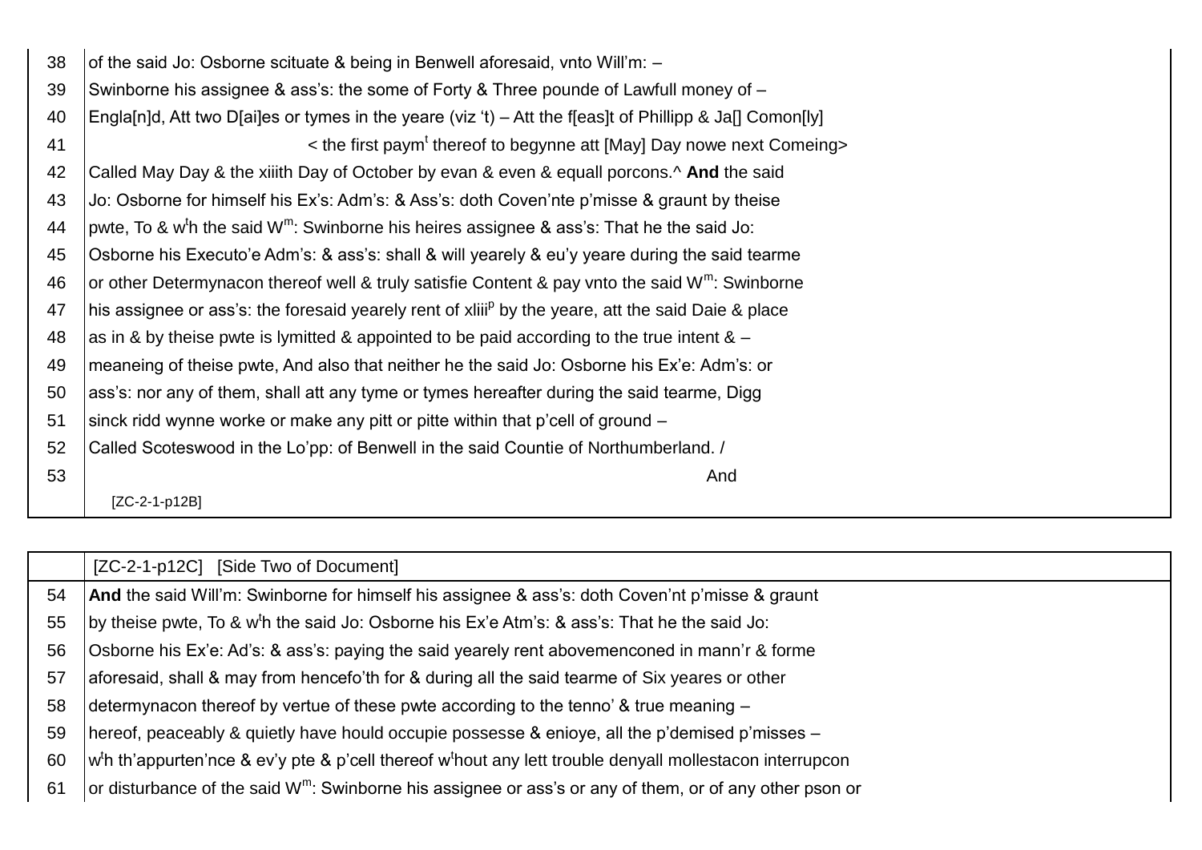| | |
|---|---|
| 38 | of the said Jo: Osborne scituate & being in Benwell aforesaid, vnto Will'm: – |
| 39 | Swinborne his assignee & ass's: the some of Forty & Three pounde of Lawfull money of – |
| 40 | Engla[n]d, Att two D[ai]es or tymes in the yeare (viz 't) – Att the f[eas]t of Phillipp & Ja[] Comon[ly] |
| 41 | < the first paym[t] thereof to begynne att [May] Day nowe next Comeing> |
| 42 | Called May Day & the xiiith Day of October by evan & even & equall porcons.^ **And** the said |
| 43 | Jo: Osborne for himself his Ex's: Adm's: & Ass's: doth Coven'nte p'misse & graunt by theise |
| 44 | pwte, To & w[t]h the said W[m]: Swinborne his heires assignee & ass's: That he the said Jo: |
| 45 | Osborne his Executo'e Adm's: & ass's: shall & will yearely & eu'y yeare during the said tearme |
| 46 | or other Determynacon thereof well & truly satisfie Content & pay vnto the said W[m]: Swinborne |
| 47 | his assignee or ass's: the foresaid yearely rent of xliii[p] by the yeare, att the said Daie & place |
| 48 | as in & by theise pwte is lymitted & appointed to be paid according to the true intent & – |
| 49 | meaneing of theise pwte, And also that neither he the said Jo: Osborne his Ex'e: Adm's: or |
| 50 | ass's: nor any of them, shall att any tyme or tymes hereafter during the said tearme, Digg |
| 51 | sinck ridd wynne worke or make any pitt or pitte within that p'cell of ground – |
| 52 | Called Scoteswood in the Lo'pp: of Benwell in the said Countie of Northumberland. / |
| 53 | And |
| | [ZC-2-1-p12B] |

| | [ZC-2-1-p12C] [Side Two of Document] |
|---|---|
| 54 | **And** the said Will'm: Swinborne for himself his assignee & ass's: doth Coven'nt p'misse & graunt |
| 55 | by theise pwte, To & w[t]h the said Jo: Osborne his Ex'e Atm's: & ass's: That he the said Jo: |
| 56 | Osborne his Ex'e: Ad's: & ass's: paying the said yearely rent abovemenconed in mann'r & forme |
| 57 | aforesaid, shall & may from hencefo'th for & during all the said tearme of Six yeares or other |
| 58 | determynacon thereof by vertue of these pwte according to the tenno' & true meaning – |
| 59 | hereof, peaceably & quietly have hould occupie possesse & enioye, all the p'demised p'misses – |
| 60 | w[t]h th'appurten'nce & ev'y pte & p'cell thereof w[t]hout any lett trouble denyall mollestacon interrupcon |
| 61 | or disturbance of the said W[m]: Swinborne his assignee or ass's or any of them, or of any other pson or |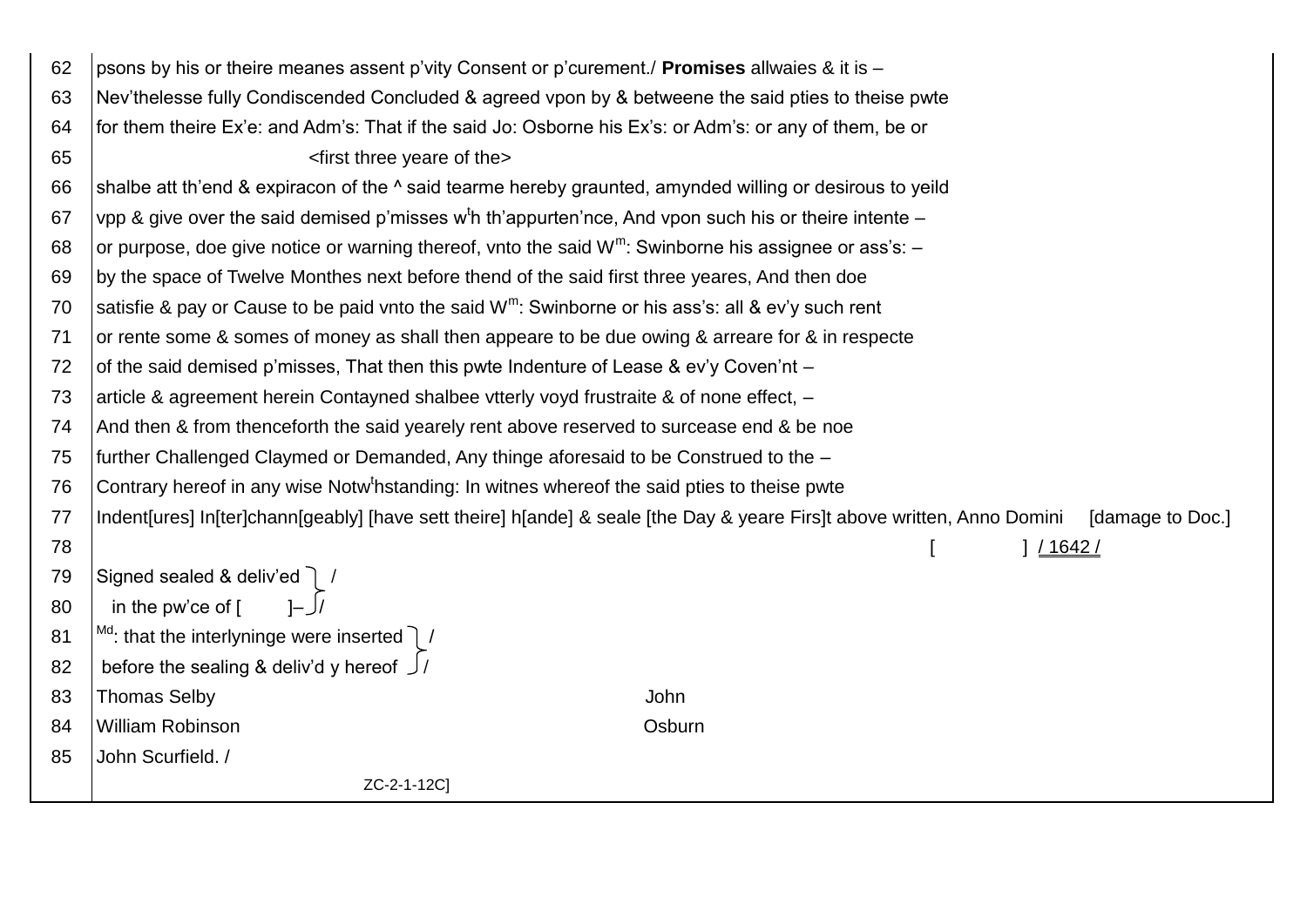62 psons by his or theire meanes assent p'vity Consent or p'curement./ **Promises** allwaies & it is –

63 Nev'thelesse fully Condiscended Concluded & agreed vpon by & betweene the said pties to theise pwte

64 for them theire Ex'e: and Adm's: That if the said Jo: Osborne his Ex's: or Adm's: or any of them, be or

65 <first three yeare of the>

66 shalbe att th'end & expiracon of the ^ said tearme hereby graunted, amynded willing or desirous to yeild

67 vpp & give over the said demised p'misses w[t]h th'appurten'nce, And vpon such his or theire intente –

68 or purpose, doe give notice or warning thereof, vnto the said W[m]: Swinborne his assignee or ass's: –

69 by the space of Twelve Monthes next before thend of the said first three yeares, And then doe

70 satisfie & pay or Cause to be paid vnto the said W[m]: Swinborne or his ass's: all & ev'y such rent

71 or rente some & somes of money as shall then appeare to be due owing & arreare for & in respecte

72 of the said demised p'misses, That then this pwte Indenture of Lease & ev'y Coven'nt –

73 article & agreement herein Contayned shalbee vtterly voyd frustraite & of none effect, –

74 And then & from thenceforth the said yearely rent above reserved to surcease end & be noe

75 further Challenged Claymed or Demanded, Any thinge aforesaid to be Construed to the –

76 Contrary hereof in any wise Notw[t]hstanding: In witnes whereof the said pties to theise pwte

77 Indent[ures] In[ter]chann[geably] [have sett theire] h[ande] & seale [the Day & yeare Firs]t above written, Anno Domini [damage to Doc.]

78 [ ] / 1642 /

79 Signed sealed & deliv'ed } /

80 in the pw'ce of [ ]– }/

81 [Md]: that the interlyninge were inserted } /

82 before the sealing & deliv'd y hereof }/

83 Thomas Selby John

84 William Robinson Osburn

85 John Scurfield. /

ZC-2-1-12C]